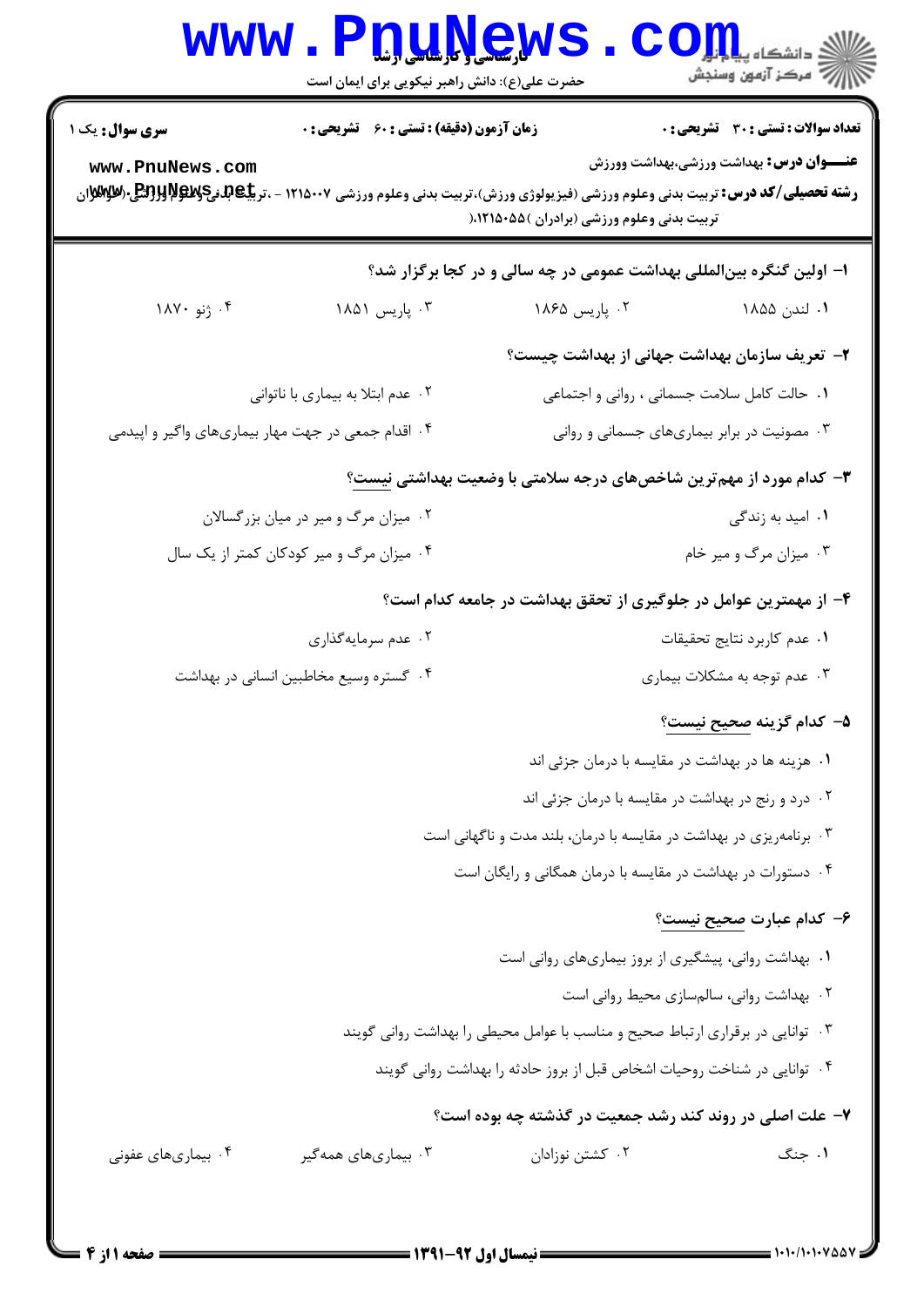**سری سوال:** یک ۱ | **زمان آزمون (دقیقه) : تستی : ۶۰ تشریحی : ۰** | **تعداد سوالات : تستی : ۳۰ تشریحی : ۰**

**عنـــوان درس:** بهداشت ورزشی،بهداشت وورزش

**رشته تحصیلی/کد درس:** تربیت بدنی وعلوم ورزشی (فیزیولوژی ورزش)،تربیت بدنی وعلوم ورزشی ۱۲۱۵۰۰۷ - ،تربیت بدنی وعلوم ورزشی (خواهران تربیت بدنی وعلوم ورزشی (برادران )۱۲۱۵۰۵۵،(

۱- اولین کنگره بین‌المللی بهداشت عمومی در چه سالی و در کجا برگزار شد؟

۱. لندن ۱۸۵۵
۲. پاریس ۱۸۶۵
۳. پاریس ۱۸۵۱
۴. ژنو ۱۸۷۰

۲- تعریف سازمان بهداشت جهانی از بهداشت چیست؟

۱. حالت کامل سلامت جسمانی ، روانی و اجتماعی
۲. عدم ابتلا به بیماری یا ناتوانی
۳. مصونیت در برابر بیماری‌های جسمانی و روانی
۴. اقدام جمعی در جهت مهار بیماری‌های واگیر و اپیدمی

۳- کدام مورد از مهم‌ترین شاخص‌های درجه سلامتی با وضعیت بهداشتی نیست؟

۱. امید به زندگی
۲. میزان مرگ و میر در میان بزرگسالان
۳. میزان مرگ و میر خام
۴. میزان مرگ و میر کودکان کمتر از یک سال

۴- از مهمترین عوامل در جلوگیری از تحقق بهداشت در جامعه کدام است؟

۱. عدم کاربرد نتایج تحقیقات
۲. عدم سرمایه‌گذاری
۳. عدم توجه به مشکلات بیماری
۴. گستره وسیع مخاطبین انسانی در بهداشت

۵- کدام گزینه صحیح نیست؟

۱. هزینه ها در بهداشت در مقایسه با درمان جزئی اند
۲. درد و رنج در بهداشت در مقایسه با درمان جزئی اند
۳. برنامه‌ریزی در بهداشت در مقایسه با درمان، بلند مدت و ناگهانی است
۴. دستورات در بهداشت در مقایسه با درمان همگانی و رایگان است

۶- کدام عبارت صحیح نیست؟

۱. بهداشت روانی، پیشگیری از بروز بیماری‌های روانی است
۲. بهداشت روانی، سالم‌سازی محیط روانی است
۳. توانایی در برقراری ارتباط صحیح و مناسب با عوامل محیطی را بهداشت روانی گویند
۴. توانایی در شناخت روحیات اشخاص قبل از بروز حادثه را بهداشت روانی گویند

۷- علت اصلی در روند کند رشد جمعیت در گذشته چه بوده است؟

۱. جنگ
۲. کشتن نوزادان
۳. بیماری‌های همه‌گیر
۴. بیماری‌های عفونی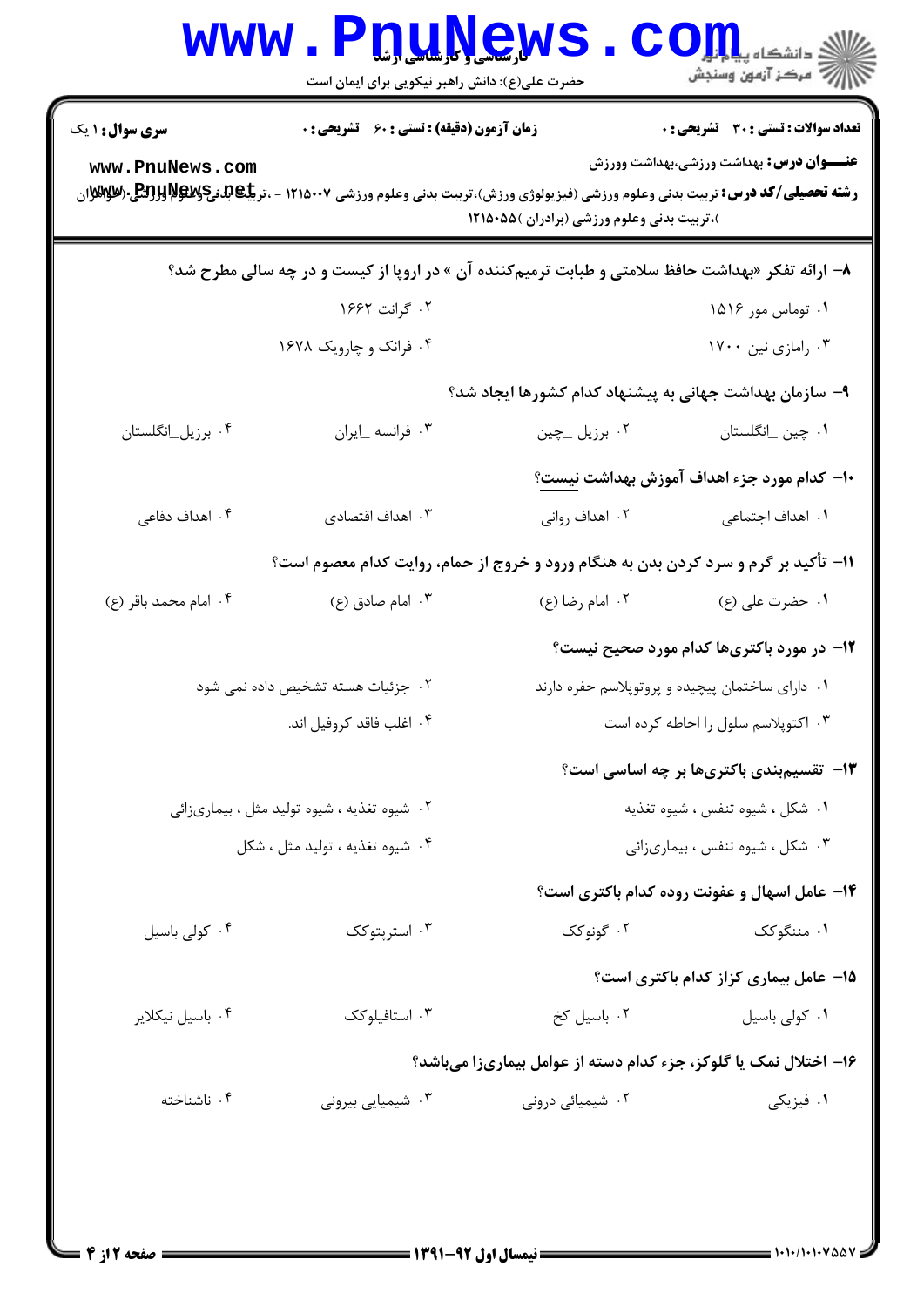**تعداد سوالات : تستی : ۳۰ تشریحی : ۰** | **زمان آزمون (دقیقه) : تستی : ۶۰ تشریحی : ۰** | **سری سوال : ۱ یک**

**عنـــوان درس :** بهداشت ورزشی،بهداشت وورزش

**رشته تحصیلی/کد درس :** تربیت بدنی وعلوم ورزشی (فیزیولوژی ورزش)،تربیت بدنی وعلوم ورزشی ۱۲۱۵۰۰۷ - ،تربیت بدنی وعلوم ورزشی (خواهران )،تربیت بدنی وعلوم ورزشی (برادران )۱۲۱۵۰۵۵

**۸- ارائه تفکر «بهداشت حافظ سلامتی و طبابت ترمیم‌کننده آن » در اروپا از کیست و در چه سالی مطرح شد؟**

۱. توماس مور ۱۵۱۶

۲. گرانت ۱۶۶۲

۳. رامازی نین ۱۷۰۰

۴. فرانک و چارویک ۱۶۷۸

**۹- سازمان بهداشت جهانی به پیشنهاد کدام کشورها ایجاد شد؟**

۱. چین \_انگلستان

۲. برزیل \_چین

۳. فرانسه \_ایران

۴. برزیل\_انگلستان

**۱۰- کدام مورد جزء اهداف آموزش بهداشت نیست؟**

۱. اهداف اجتماعی

۲. اهداف روانی

۳. اهداف اقتصادی

۴. اهداف دفاعی

**۱۱- تأکید بر گرم و سرد کردن بدن به هنگام ورود و خروج از حمام، روایت کدام معصوم است؟**

۱. حضرت علی (ع)

۲. امام رضا (ع)

۳. امام صادق (ع)

۴. امام محمد باقر (ع)

**۱۲- در مورد باکتری‌ها کدام مورد صحیح نیست؟**

۱. دارای ساختمان پیچیده و پروتوپلاسم حفره دارند

۲. جزئیات هسته تشخیص داده نمی شود

۳. اکتوپلاسم سلول را احاطه کرده است

۴. اغلب فاقد کروفیل اند.

**۱۳- تقسیم‌بندی باکتری‌ها بر چه اساسی است؟**

۱. شکل ، شیوه تنفس ، شیوه تغذیه

۲. شیوه تغذیه ، شیوه تولید مثل ، بیماری‌زائی

۳. شکل ، شیوه تنفس ، بیماری‌زائی

۴. شیوه تغذیه ، تولید مثل ، شکل

**۱۴- عامل اسهال و عفونت روده کدام باکتری است؟**

۱. مننگوکک

۲. گونوکک

۳. استرپتوکک

۴. کولی باسیل

**۱۵- عامل بیماری کزاز کدام باکتری است؟**

۱. کولی باسیل

۲. باسیل کخ

۳. استافیلوکک

۴. باسیل نیکلایر

**۱۶- اختلال نمک یا گلوکز، جزء کدام دسته از عوامل بیماری‌زا می‌باشد؟**

۱. فیزیکی

۲. شیمیائی درونی

۳. شیمیایی بیرونی

۴. ناشناخته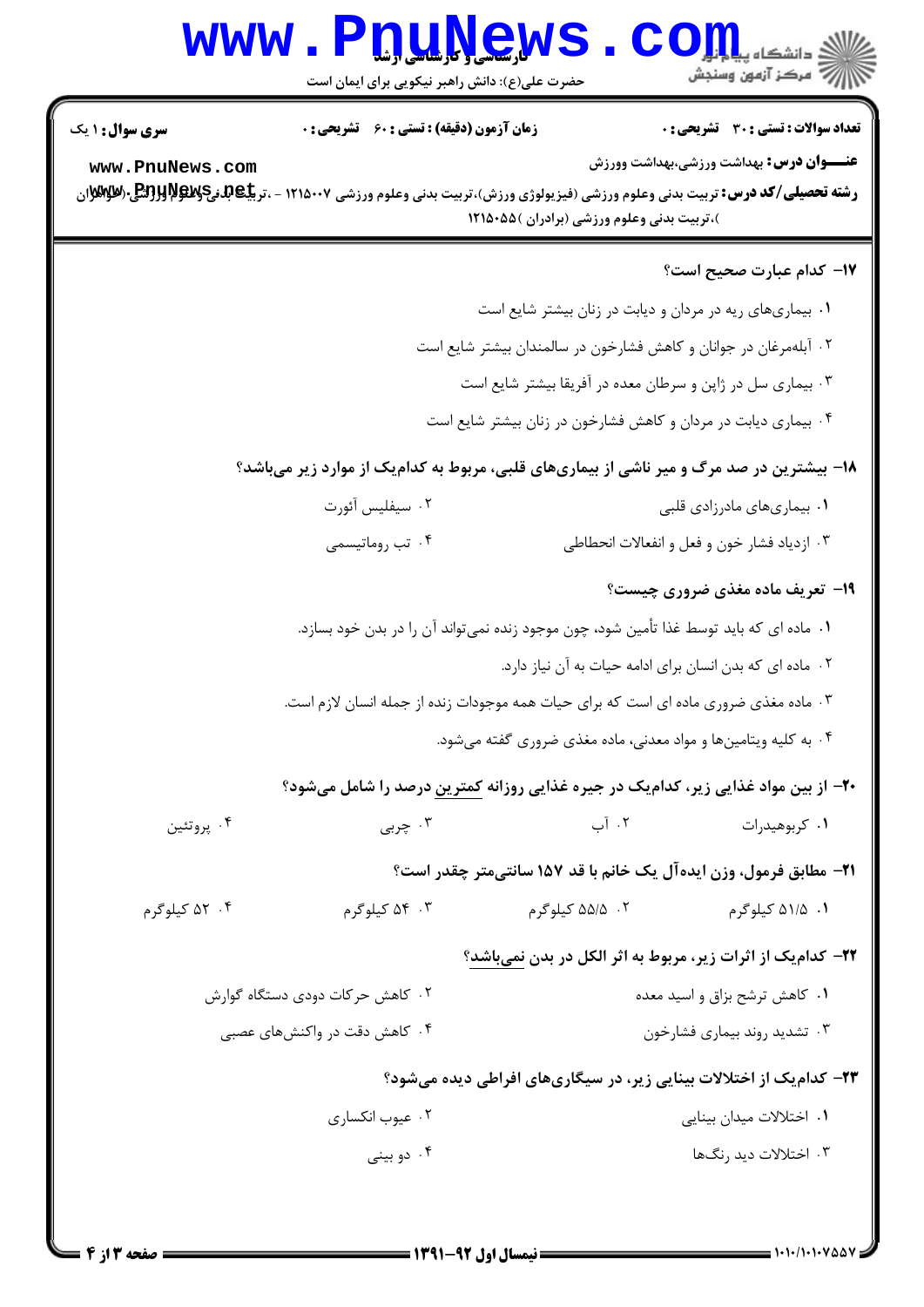**سری سوال:** ۱ یک

**زمان آزمون (دقیقه) : تستی : ۶۰ تشریحی : ۰**

**تعداد سوالات : تستی : ۳۰ تشریحی : ۰**

**عنـــوان درس:** بهداشت ورزشی،بهداشت وورزش

**رشته تحصیلی/کد درس:** تربیت بدنی وعلوم ورزشی (فیزیولوژی ورزش)،تربیت بدنی وعلوم ورزشی ۱۲۱۵۰۰۷ - ،تربیت بدنی وعلوم ورزشی (خواهران )،تربیت بدنی وعلوم ورزشی (برادران )۱۲۱۵۰۵۵

**۱۷- کدام عبارت صحیح است؟**

۱. بیماری‌های ریه در مردان و دیابت در زنان بیشتر شایع است

۲. آبله‌مرغان در جوانان و کاهش فشارخون در سالمندان بیشتر شایع است

۳. بیماری سل در ژاپن و سرطان معده در آفریقا بیشتر شایع است

۴. بیماری دیابت در مردان و کاهش فشارخون در زنان بیشتر شایع است

**۱۸- بیشترین در صد مرگ و میر ناشی از بیماری‌های قلبی، مربوط به کدام‌یک از موارد زیر می‌باشد؟**

۱. بیماری‌های مادرزادی قلبی

۲. سیفلیس آئورت

۳. ازدیاد فشار خون و فعل و انفعالات انحطاطی

۴. تب روماتیسمی

**۱۹- تعریف ماده مغذی ضروری چیست؟**

۱. ماده ای که باید توسط غذا تأمین شود، چون موجود زنده نمی‌تواند آن را در بدن خود بسازد.

۲. ماده ای که بدن انسان برای ادامه حیات به آن نیاز دارد.

۳. ماده مغذی ضروری ماده ای است که برای حیات همه موجودات زنده از جمله انسان لازم است.

۴. به کلیه ویتامین‌ها و مواد معدنی، ماده مغذی ضروری گفته می‌شود.

**۲۰- از بین مواد غذایی زیر، کدام‌یک در جیره غذایی روزانه کمترین درصد را شامل می‌شود؟**

۱. کربوهیدرات

۲. آب

۳. چربی

۴. پروتئین

**۲۱- مطابق فرمول، وزن ایده‌آل یک خانم با قد ۱۵۷ سانتی‌متر چقدر است؟**

۱. ۵۱/۵ کیلوگرم

۲. ۵۵/۵ کیلوگرم

۳. ۵۴ کیلوگرم

۴. ۵۲ کیلوگرم

**۲۲- کدام‌یک از اثرات زیر، مربوط به اثر الکل در بدن نمی‌باشد؟**

۱. کاهش ترشح بزاق و اسید معده

۲. کاهش حرکات دودی دستگاه گوارش

۳. تشدید روند بیماری فشارخون

۴. کاهش دقت در واکنش‌های عصبی

**۲۳- کدام‌یک از اختلالات بینایی زیر، در سیگاری‌های افراطی دیده می‌شود؟**

۱. اختلالات میدان بینایی

۲. عیوب انکساری

۳. اختلالات دید رنگ‌ها

۴. دو بینی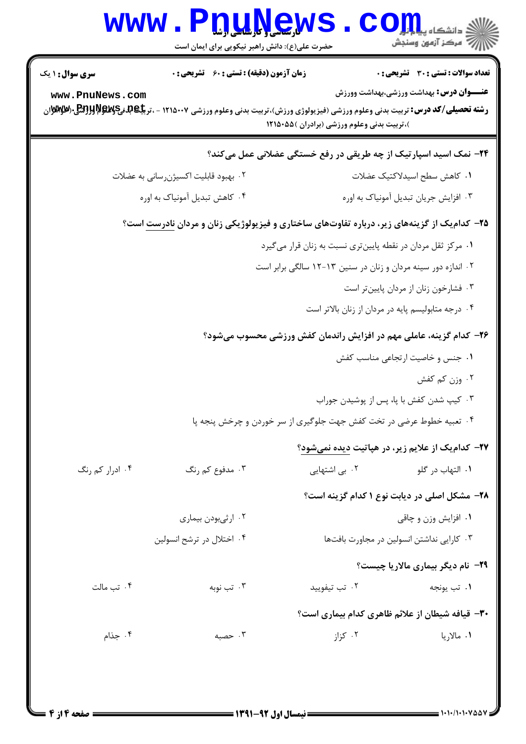۲۴- نمک اسید اسپارتیک از چه طریقی در رفع خستگی عضلانی عمل می‌کند؟

۱. کاهش سطح اسیدلاکتیک عضلات

۲. بهبود قابلیت اکسیژن‌رسانی به عضلات

۳. افزایش جریان تبدیل آمونیاک به اوره

۴. کاهش تبدیل آمونیاک به اوره

۲۵- کدام‌یک از گزینه‌های زیر، درباره تفاوت‌های ساختاری و فیزیولوژیکی زنان و مردان نادرست است؟

۱. مرکز ثقل مردان در نقطه پایین‌تری نسبت به زنان قرار می‌گیرد

۲. اندازه دور سینه مردان و زنان در سنین ۱۳-۱۲ سالگی برابر است

۳. فشارخون زنان از مردان پایین‌تر است

۴. درجه متابولیسم پایه در مردان از زنان بالاتر است

۲۶- کدام گزینه، عاملی مهم در افزایش راندمان کفش ورزشی محسوب می‌شود؟

۱. جنس و خاصیت ارتجاعی مناسب کفش

۲. وزن کم کفش

۳. کیپ شدن کفش با پا، پس از پوشیدن جوراب

۴. تعبیه خطوط عرضی در تخت کفش جهت جلوگیری از سر خوردن و چرخش پنجه پا

۲۷- کدام‌یک از علایم زیر، در هپاتیت دیده نمی‌شود؟

۱. التهاب در گلو

۲. بی اشتهایی

۳. مدفوع کم رنگ

۴. ادرار کم رنگ

۲۸- مشکل اصلی در دیابت نوع ۱ کدام گزینه است؟

۱. افزایش وزن و چاقی

۲. ارثی‌بودن بیماری

۳. کارایی نداشتن انسولین در مجاورت بافت‌ها

۴. اختلال در ترشح انسولین

۲۹- نام دیگر بیماری مالاریا چیست؟

۱. تب یونجه

۲. تب تیفویید

۳. تب نوبه

۴. تب مالت

۳۰- قیافه شیطان از علائم ظاهری کدام بیماری است؟

۱. مالاریا

۲. کزاز

۳. حصبه

۴. جذام